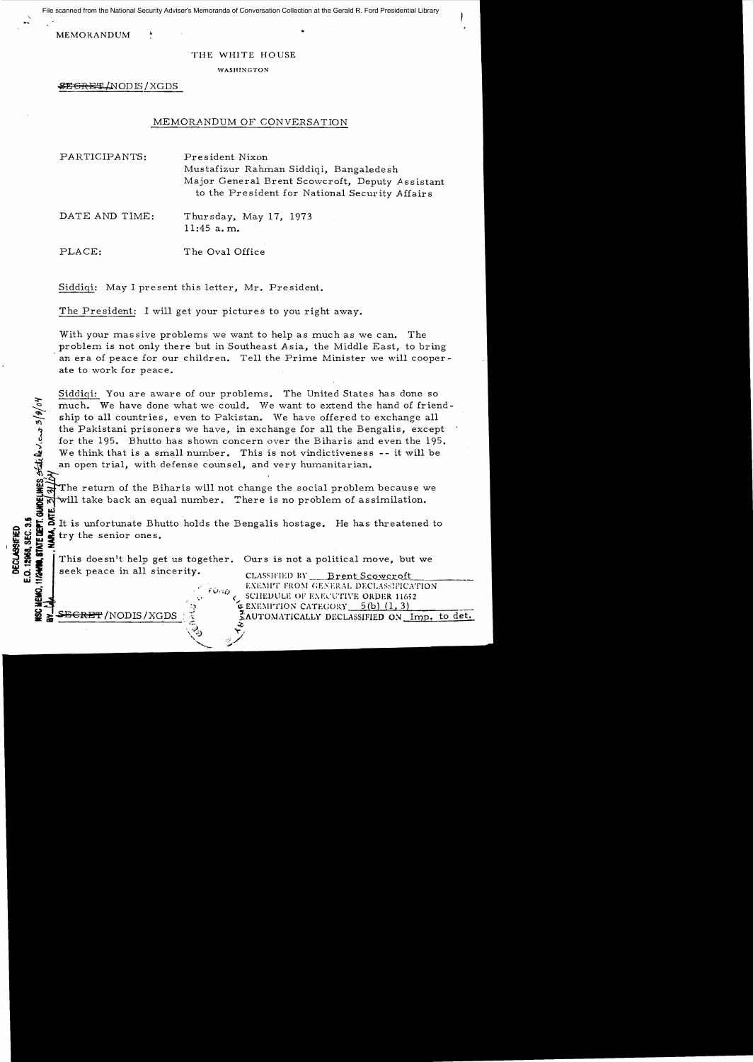File scanned from the National Security Adviser's Memoranda of Conversation Collection at the Gerald R. Ford Presidential Library

MEMORANDUM

THE WHITE HOUSE

WASHINGTON

~~SECRET~~/NODIS/XGDS

## MEMORANDUM OF CONVERSATION

PARTICIPANTS: President Nixon
Mustafizur Rahman Siddiqi, Bangaledesh
Major General Brent Scowcroft, Deputy Assistant to the President for National Security Affairs

DATE AND TIME: Thursday, May 17, 1973
11:45 a.m.

PLACE: The Oval Office

Siddiqi: May I present this letter, Mr. President.

The President: I will get your pictures to you right away.

With your massive problems we want to help as much as we can. The problem is not only there but in Southeast Asia, the Middle East, to bring an era of peace for our children. Tell the Prime Minister we will cooperate to work for peace.

Siddiqi: You are aware of our problems. The United States has done so much. We have done what we could. We want to extend the hand of friendship to all countries, even to Pakistan. We have offered to exchange all the Pakistani prisoners we have, in exchange for all the Bengalis, except for the 195. Bhutto has shown concern over the Biharis and even the 195. We think that is a small number. This is not vindictiveness -- it will be an open trial, with defense counsel, and very humanitarian.

The return of the Biharis will not change the social problem because we will take back an equal number. There is no problem of assimilation.

It is unfortunate Bhutto holds the Bengalis hostage. He has threatened to try the senior ones.

This doesn't help get us together. Ours is not a political move, but we seek peace in all sincerity.

CLASSIFIED BY Brent Scowcroft
EXEMPT FROM GENERAL DECLASSIFICATION SCHEDULE OF EXECUTIVE ORDER 11652
EXEMPTION CATEGORY 5(b) (1, 3)
AUTOMATICALLY DECLASSIFIED ON Imp. to det.

~~SECRET~~/NODIS/XGDS

DECLASSIFIED
E.O. 12958, SEC. 3.5
NSC MEMO, 11/24/98, STATE DEPT. GUIDELINES State Review 3/9/04
BY [illegible], NARA, DATE 3/31/04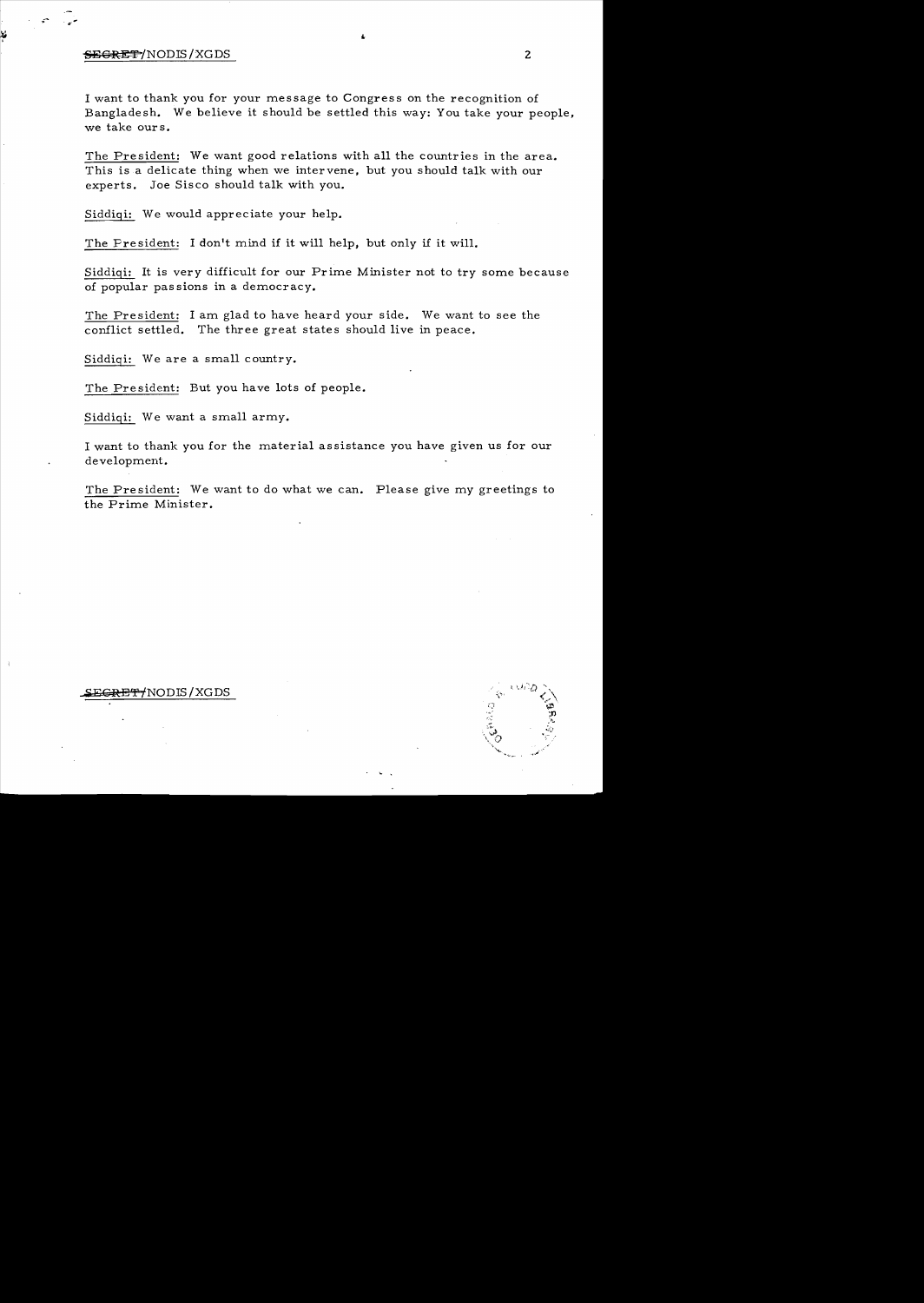I want to thank you for your message to Congress on the recognition of Bangladesh. We believe it should be settled this way: You take your people, we take ours.

The President: We want good relations with all the countries in the area. This is a delicate thing when we intervene, but you should talk with our experts. Joe Sisco should talk with you.

Siddiqi: We would appreciate your help.

The President: I don't mind if it will help, but only if it will.

Siddiqi: It is very difficult for our Prime Minister not to try some because of popular passions in a democracy.

The President: I am glad to have heard your side. We want to see the conflict settled. The three great states should live in peace.

Siddiqi: We are a small country.

The President: But you have lots of people.

Siddiqi: We want a small army.

I want to thank you for the material assistance you have given us for our development.

The President: We want to do what we can. Please give my greetings to the Prime Minister.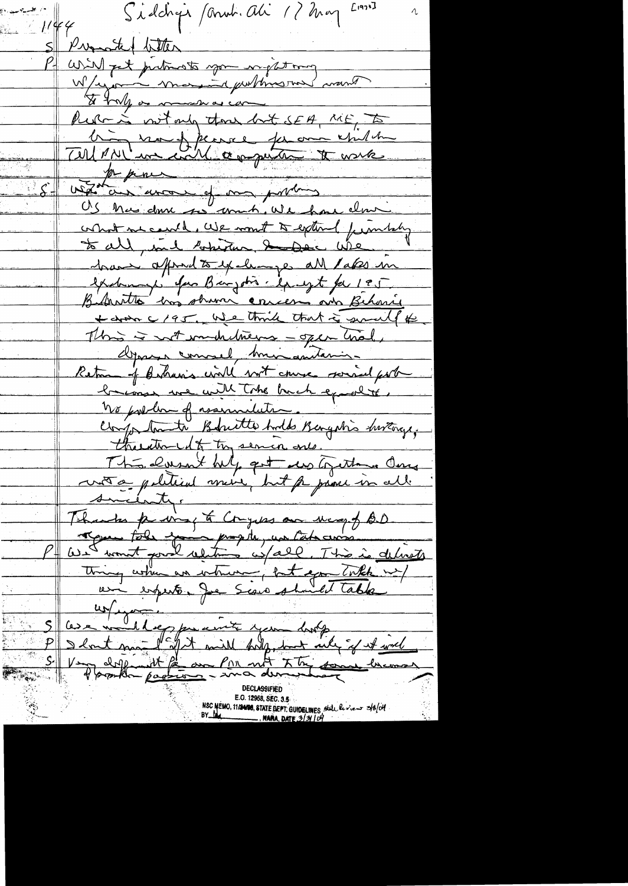1144 Siddiqui / Amb. Ali 17 May [1973]

S | Present letter

P | Will get pictures to you in getting w/your marvel publishing want to help as much as can. Problem is not only that but SEA, ME, to bring road of peace for our children. Tell PM we will cooperate to work for peace.

S | We are aware of our problems. US has done so much. We have done what we could. We want to extend friendship to all, incl Pakistan. We have offered to exchange all Paks in exchange for Bengalis except for 195. Bhutto has shown concern over Biharis & down to 195. We think that is small #. This is not vindictiveness – open trial, defense counsel, Min. [illegible]. Return of Biharis will not cause social problem because we will take back equal #. No problem of assimilation. Unfortunately Bhutto holds Bengalis hostage, threatened to try senior ones.

This doesn't help get us together. Ours not a political move, but for peace in all [illegible] sincerity.

Thanks for [illegible] to Congress our [illegible] of B.D. [illegible] people, we take [illegible]

P | We want good relations w/all. This is delicate thing when an intervene, but you talk w/our experts. Joe Sisco should talk w/you.

S | We would keep peace with your help

P | I don't mind if it will help, but only if it would

S | Very difficult for our PM not to try some because of popular passions – in a democracy

DECLASSIFIED
E.O. 12958, SEC. 3.5
NSC MEMO, 11/24/98, STATE DEPT. GUIDELINES State Review 3/8/04
BY [illegible] NARA, DATE 3/31/04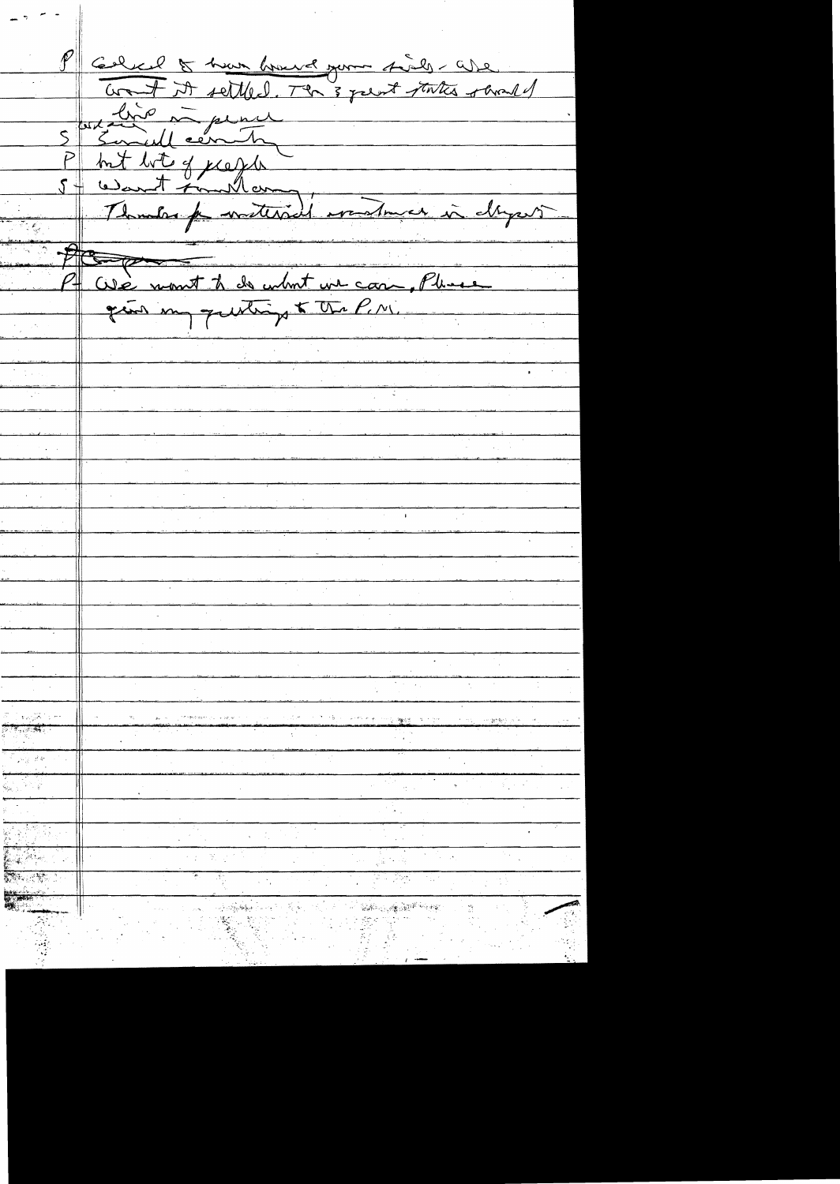P Glad to have heard your side - We want it settled. The 3 great states should live in peace (and in ...)

S Small country

P but lot of people

S Want something!

Thanks for material assistance in Cyprus

P We want to do what we can. Please give my greetings to the P.M.